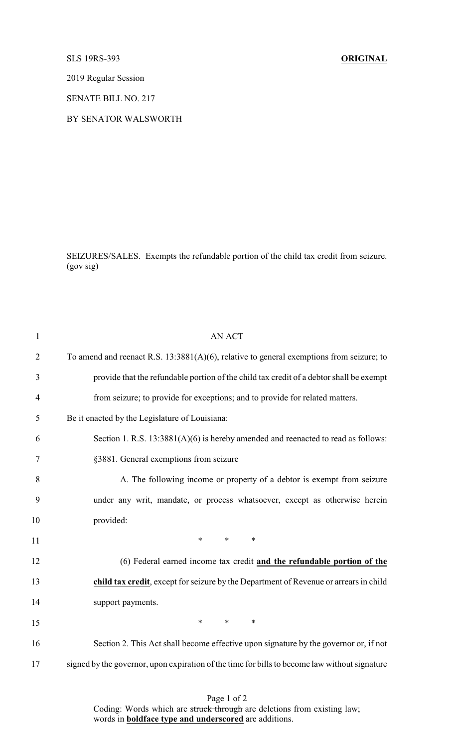SLS 19RS-393 **ORIGINAL**

2019 Regular Session

SENATE BILL NO. 217

BY SENATOR WALSWORTH

SEIZURES/SALES. Exempts the refundable portion of the child tax credit from seizure. (gov sig)

AN ACT

To amend and reenact R.S. 13:3881(A)(6), relative to general exemptions from seizure; to provide that the refundable portion of the child tax credit of a debtor shall be exempt from seizure; to provide for exceptions; and to provide for related matters.

Be it enacted by the Legislature of Louisiana:

Section 1. R.S. 13:3881(A)(6) is hereby amended and reenacted to read as follows:

§3881. General exemptions from seizure

A. The following income or property of a debtor is exempt from seizure under any writ, mandate, or process whatsoever, except as otherwise herein provided:

\* \* \*

(6) Federal earned income tax credit **<u>and the refundable portion of the child tax credit</u>**, except for seizure by the Department of Revenue or arrears in child support payments.

\* \* \*

Section 2. This Act shall become effective upon signature by the governor or, if not signed by the governor, upon expiration of the time for bills to become law without signature

Coding: Words which are ~~struck through~~ are deletions from existing law; words in **<u>boldface type and underscored</u>** are additions.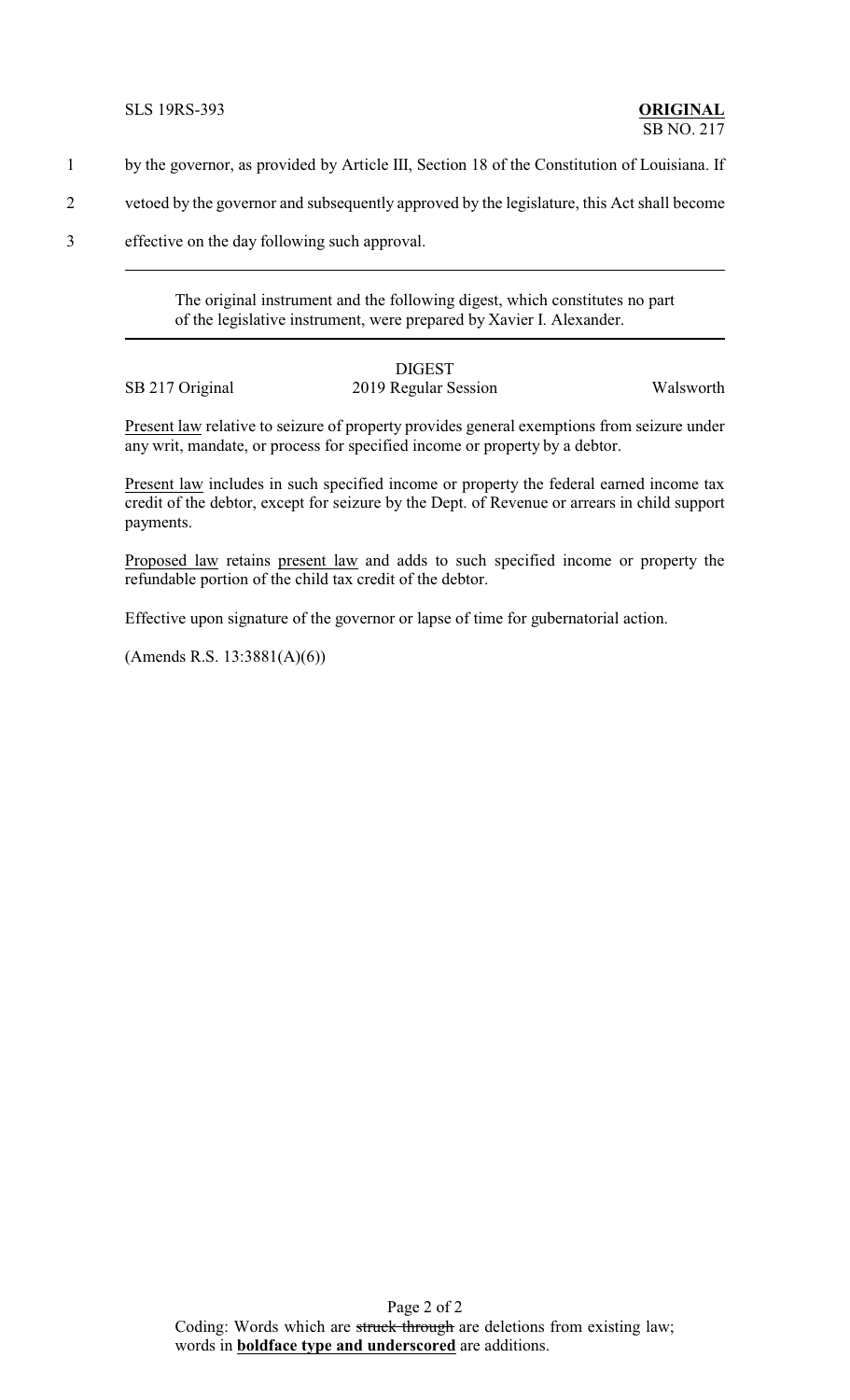1 by the governor, as provided by Article III, Section 18 of the Constitution of Louisiana. If

2 vetoed by the governor and subsequently approved by the legislature, this Act shall become

3 effective on the day following such approval.

---

The original instrument and the following digest, which constitutes no part of the legislative instrument, were prepared by Xavier I. Alexander.

---

DIGEST

SB 217 Original — 2019 Regular Session — Walsworth

Present law relative to seizure of property provides general exemptions from seizure under any writ, mandate, or process for specified income or property by a debtor.

Present law includes in such specified income or property the federal earned income tax credit of the debtor, except for seizure by the Dept. of Revenue or arrears in child support payments.

Proposed law retains present law and adds to such specified income or property the refundable portion of the child tax credit of the debtor.

Effective upon signature of the governor or lapse of time for gubernatorial action.

(Amends R.S. 13:3881(A)(6))

Coding: Words which are ~~struck through~~ are deletions from existing law; words in **boldface type and underscored** are additions.